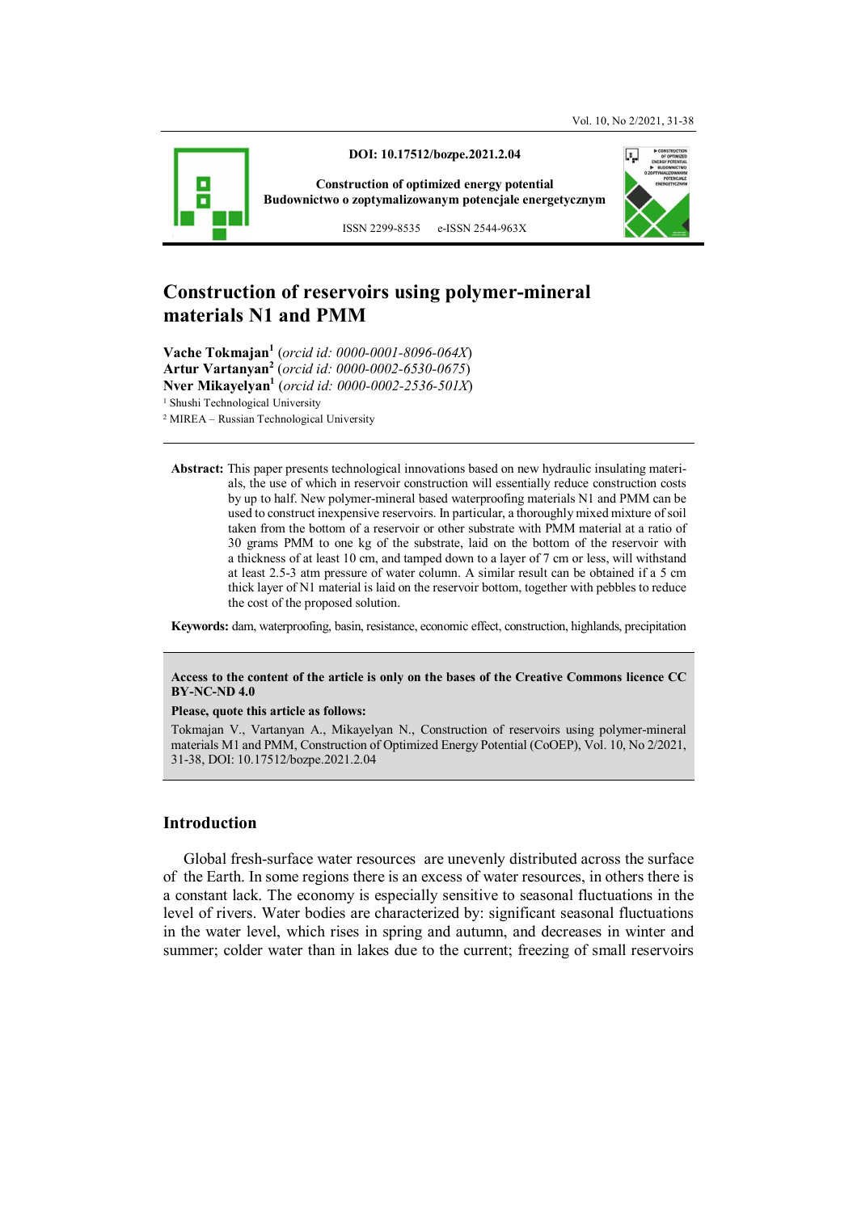DOI: 10.17512/bozpe.2021.2.04

Construction of optimized energy potential
Budownictwo o zoptymalizowanym potencjale energetycznym

ISSN 2299-8535 e-ISSN 2544-963X

# Construction of reservoirs using polymer-mineral materials N1 and PMM

**Vache Tokmajan**[1] (*orcid id: 0000-0001-8096-064X*)
**Artur Vartanyan**[2] (*orcid id: 0000-0002-6530-0675*)
**Nver Mikayelyan**[1] (*orcid id: 0000-0002-2536-501X*)

[1] Shushi Technological University
[2] MIREA – Russian Technological University

**Abstract:** This paper presents technological innovations based on new hydraulic insulating materials, the use of which in reservoir construction will essentially reduce construction costs by up to half. New polymer-mineral based waterproofing materials N1 and PMM can be used to construct inexpensive reservoirs. In particular, a thoroughly mixed mixture of soil taken from the bottom of a reservoir or other substrate with PMM material at a ratio of 30 grams PMM to one kg of the substrate, laid on the bottom of the reservoir with a thickness of at least 10 cm, and tamped down to a layer of 7 cm or less, will withstand at least 2.5-3 atm pressure of water column. A similar result can be obtained if a 5 cm thick layer of N1 material is laid on the reservoir bottom, together with pebbles to reduce the cost of the proposed solution.

**Keywords:** dam, waterproofing, basin, resistance, economic effect, construction, highlands, precipitation

**Access to the content of the article is only on the bases of the Creative Commons licence CC BY-NC-ND 4.0**

**Please, quote this article as follows:**

Tokmajan V., Vartanyan A., Mikayelyan N., Construction of reservoirs using polymer-mineral materials M1 and PMM, Construction of Optimized Energy Potential (CoOEP), Vol. 10, No 2/2021, 31-38, DOI: 10.17512/bozpe.2021.2.04

## Introduction

Global fresh-surface water resources are unevenly distributed across the surface of the Earth. In some regions there is an excess of water resources, in others there is a constant lack. The economy is especially sensitive to seasonal fluctuations in the level of rivers. Water bodies are characterized by: significant seasonal fluctuations in the water level, which rises in spring and autumn, and decreases in winter and summer; colder water than in lakes due to the current; freezing of small reservoirs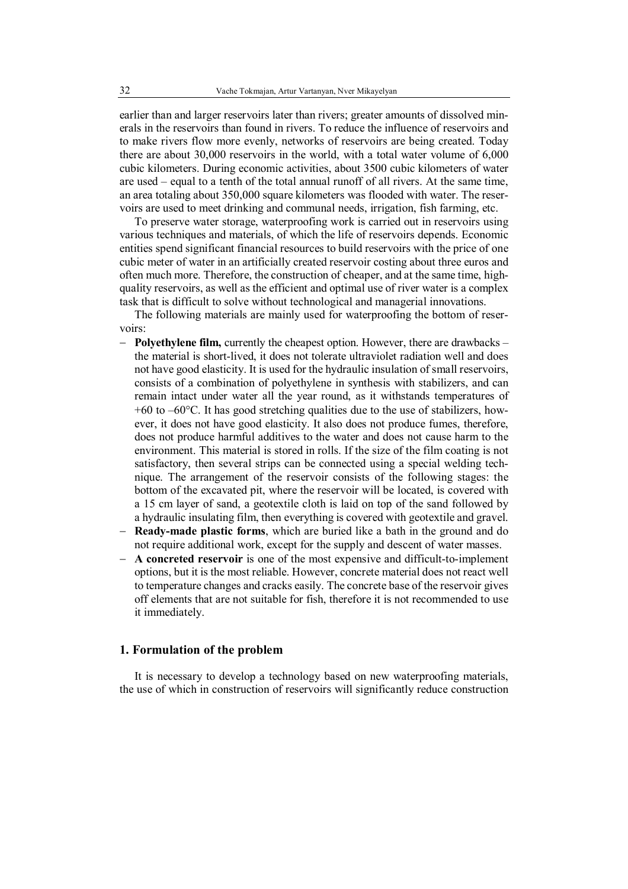earlier than and larger reservoirs later than rivers; greater amounts of dissolved minerals in the reservoirs than found in rivers. To reduce the influence of reservoirs and to make rivers flow more evenly, networks of reservoirs are being created. Today there are about 30,000 reservoirs in the world, with a total water volume of 6,000 cubic kilometers. During economic activities, about 3500 cubic kilometers of water are used – equal to a tenth of the total annual runoff of all rivers. At the same time, an area totaling about 350,000 square kilometers was flooded with water. The reservoirs are used to meet drinking and communal needs, irrigation, fish farming, etc.

To preserve water storage, waterproofing work is carried out in reservoirs using various techniques and materials, of which the life of reservoirs depends. Economic entities spend significant financial resources to build reservoirs with the price of one cubic meter of water in an artificially created reservoir costing about three euros and often much more. Therefore, the construction of cheaper, and at the same time, high-quality reservoirs, as well as the efficient and optimal use of river water is a complex task that is difficult to solve without technological and managerial innovations.

The following materials are mainly used for waterproofing the bottom of reservoirs:

- **Polyethylene film,** currently the cheapest option. However, there are drawbacks – the material is short-lived, it does not tolerate ultraviolet radiation well and does not have good elasticity. It is used for the hydraulic insulation of small reservoirs, consists of a combination of polyethylene in synthesis with stabilizers, and can remain intact under water all the year round, as it withstands temperatures of +60 to –60°C. It has good stretching qualities due to the use of stabilizers, however, it does not have good elasticity. It also does not produce fumes, therefore, does not produce harmful additives to the water and does not cause harm to the environment. This material is stored in rolls. If the size of the film coating is not satisfactory, then several strips can be connected using a special welding technique. The arrangement of the reservoir consists of the following stages: the bottom of the excavated pit, where the reservoir will be located, is covered with a 15 cm layer of sand, a geotextile cloth is laid on top of the sand followed by a hydraulic insulating film, then everything is covered with geotextile and gravel.
- **Ready-made plastic forms**, which are buried like a bath in the ground and do not require additional work, except for the supply and descent of water masses.
- **A concreted reservoir** is one of the most expensive and difficult-to-implement options, but it is the most reliable. However, concrete material does not react well to temperature changes and cracks easily. The concrete base of the reservoir gives off elements that are not suitable for fish, therefore it is not recommended to use it immediately.

## 1. Formulation of the problem

It is necessary to develop a technology based on new waterproofing materials, the use of which in construction of reservoirs will significantly reduce construction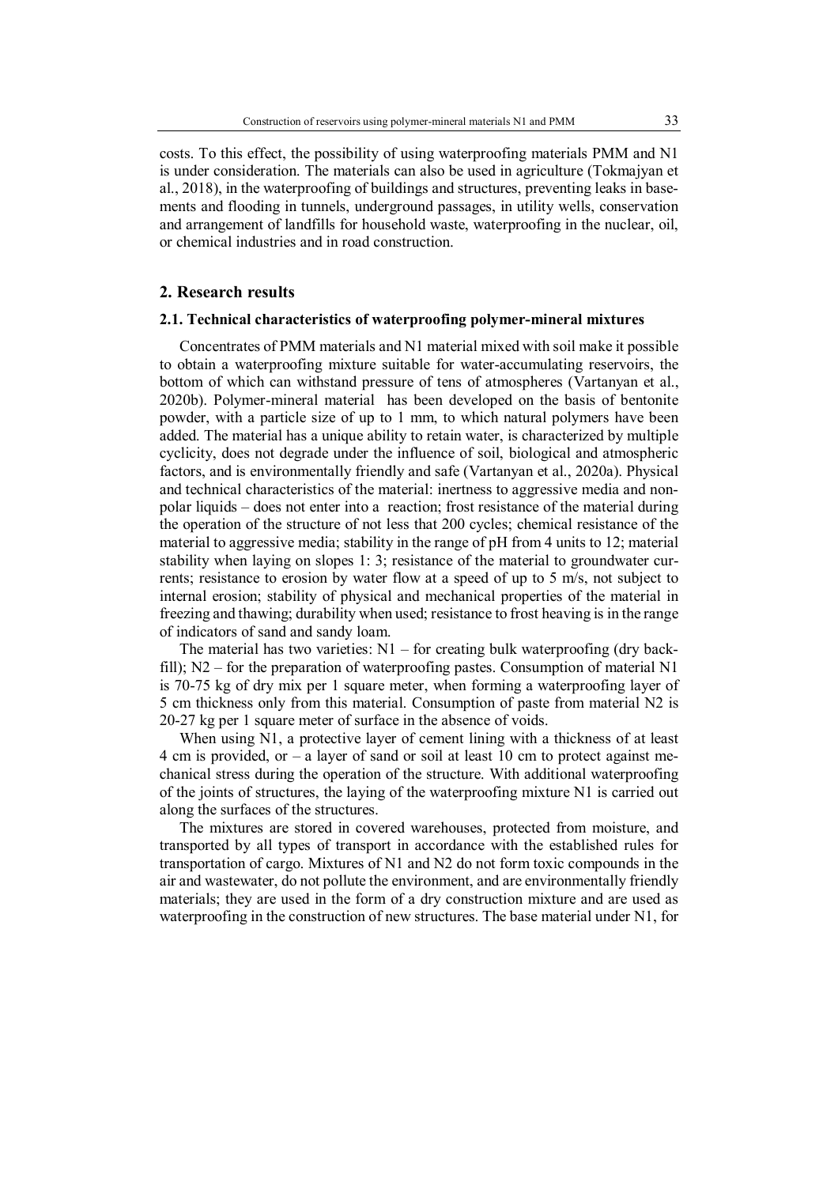costs. To this effect, the possibility of using waterproofing materials PMM and N1 is under consideration. The materials can also be used in agriculture (Tokmajyan et al., 2018), in the waterproofing of buildings and structures, preventing leaks in basements and flooding in tunnels, underground passages, in utility wells, conservation and arrangement of landfills for household waste, waterproofing in the nuclear, oil, or chemical industries and in road construction.

## 2. Research results

### 2.1. Technical characteristics of waterproofing polymer-mineral mixtures

Concentrates of PMM materials and N1 material mixed with soil make it possible to obtain a waterproofing mixture suitable for water-accumulating reservoirs, the bottom of which can withstand pressure of tens of atmospheres (Vartanyan et al., 2020b). Polymer-mineral material has been developed on the basis of bentonite powder, with a particle size of up to 1 mm, to which natural polymers have been added. The material has a unique ability to retain water, is characterized by multiple cyclicity, does not degrade under the influence of soil, biological and atmospheric factors, and is environmentally friendly and safe (Vartanyan et al., 2020a). Physical and technical characteristics of the material: inertness to aggressive media and non-polar liquids – does not enter into a reaction; frost resistance of the material during the operation of the structure of not less that 200 cycles; chemical resistance of the material to aggressive media; stability in the range of pH from 4 units to 12; material stability when laying on slopes 1: 3; resistance of the material to groundwater currents; resistance to erosion by water flow at a speed of up to 5 m/s, not subject to internal erosion; stability of physical and mechanical properties of the material in freezing and thawing; durability when used; resistance to frost heaving is in the range of indicators of sand and sandy loam.

The material has two varieties: N1 – for creating bulk waterproofing (dry backfill); N2 – for the preparation of waterproofing pastes. Consumption of material N1 is 70-75 kg of dry mix per 1 square meter, when forming a waterproofing layer of 5 cm thickness only from this material. Consumption of paste from material N2 is 20-27 kg per 1 square meter of surface in the absence of voids.

When using N1, a protective layer of cement lining with a thickness of at least 4 cm is provided, or – a layer of sand or soil at least 10 cm to protect against mechanical stress during the operation of the structure. With additional waterproofing of the joints of structures, the laying of the waterproofing mixture N1 is carried out along the surfaces of the structures.

The mixtures are stored in covered warehouses, protected from moisture, and transported by all types of transport in accordance with the established rules for transportation of cargo. Mixtures of N1 and N2 do not form toxic compounds in the air and wastewater, do not pollute the environment, and are environmentally friendly materials; they are used in the form of a dry construction mixture and are used as waterproofing in the construction of new structures. The base material under N1, for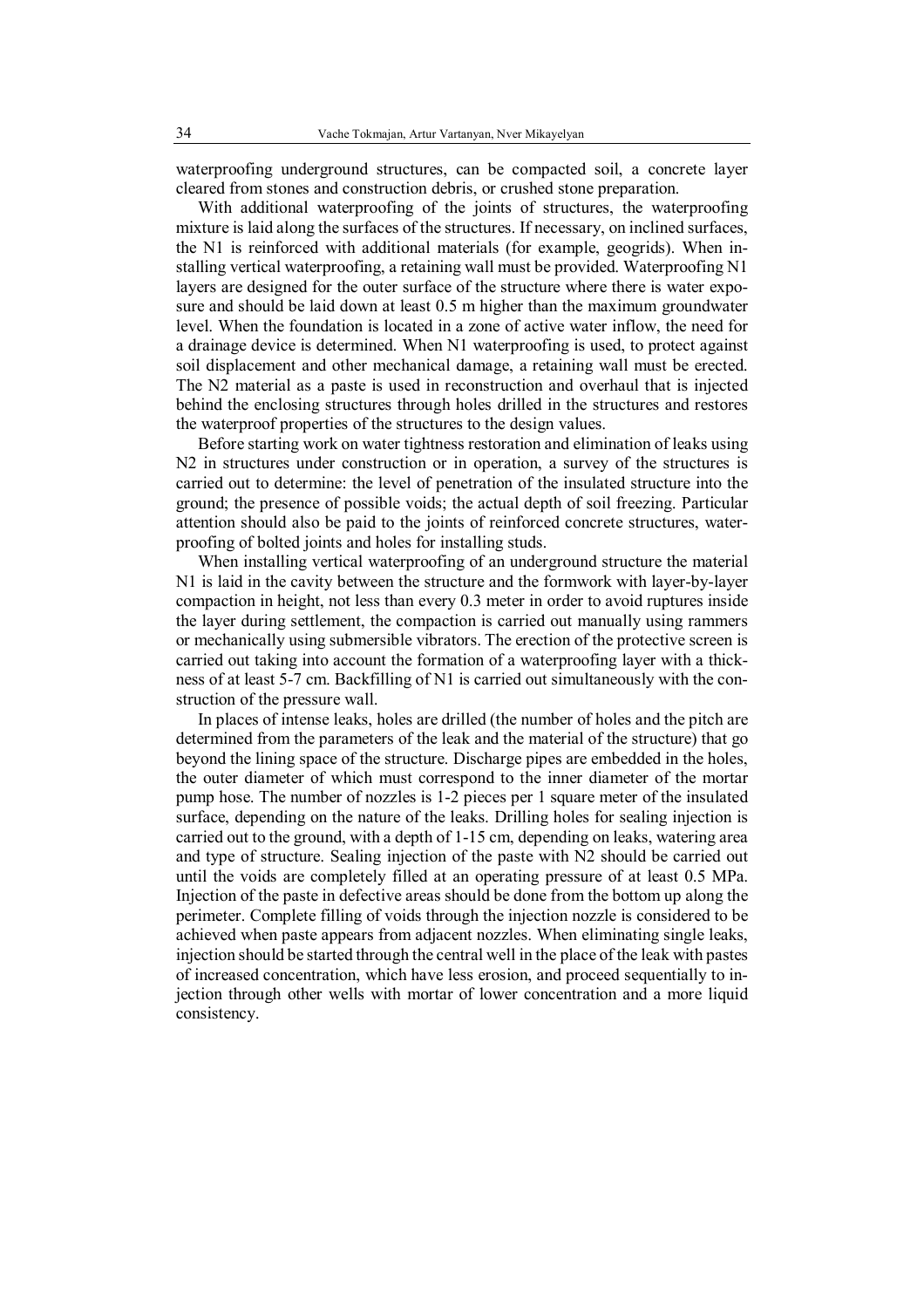waterproofing underground structures, can be compacted soil, a concrete layer cleared from stones and construction debris, or crushed stone preparation.

With additional waterproofing of the joints of structures, the waterproofing mixture is laid along the surfaces of the structures. If necessary, on inclined surfaces, the N1 is reinforced with additional materials (for example, geogrids). When installing vertical waterproofing, a retaining wall must be provided. Waterproofing N1 layers are designed for the outer surface of the structure where there is water exposure and should be laid down at least 0.5 m higher than the maximum groundwater level. When the foundation is located in a zone of active water inflow, the need for a drainage device is determined. When N1 waterproofing is used, to protect against soil displacement and other mechanical damage, a retaining wall must be erected. The N2 material as a paste is used in reconstruction and overhaul that is injected behind the enclosing structures through holes drilled in the structures and restores the waterproof properties of the structures to the design values.

Before starting work on water tightness restoration and elimination of leaks using N2 in structures under construction or in operation, a survey of the structures is carried out to determine: the level of penetration of the insulated structure into the ground; the presence of possible voids; the actual depth of soil freezing. Particular attention should also be paid to the joints of reinforced concrete structures, waterproofing of bolted joints and holes for installing studs.

When installing vertical waterproofing of an underground structure the material N1 is laid in the cavity between the structure and the formwork with layer-by-layer compaction in height, not less than every 0.3 meter in order to avoid ruptures inside the layer during settlement, the compaction is carried out manually using rammers or mechanically using submersible vibrators. The erection of the protective screen is carried out taking into account the formation of a waterproofing layer with a thickness of at least 5-7 cm. Backfilling of N1 is carried out simultaneously with the construction of the pressure wall.

In places of intense leaks, holes are drilled (the number of holes and the pitch are determined from the parameters of the leak and the material of the structure) that go beyond the lining space of the structure. Discharge pipes are embedded in the holes, the outer diameter of which must correspond to the inner diameter of the mortar pump hose. The number of nozzles is 1-2 pieces per 1 square meter of the insulated surface, depending on the nature of the leaks. Drilling holes for sealing injection is carried out to the ground, with a depth of 1-15 cm, depending on leaks, watering area and type of structure. Sealing injection of the paste with N2 should be carried out until the voids are completely filled at an operating pressure of at least 0.5 MPa. Injection of the paste in defective areas should be done from the bottom up along the perimeter. Complete filling of voids through the injection nozzle is considered to be achieved when paste appears from adjacent nozzles. When eliminating single leaks, injection should be started through the central well in the place of the leak with pastes of increased concentration, which have less erosion, and proceed sequentially to injection through other wells with mortar of lower concentration and a more liquid consistency.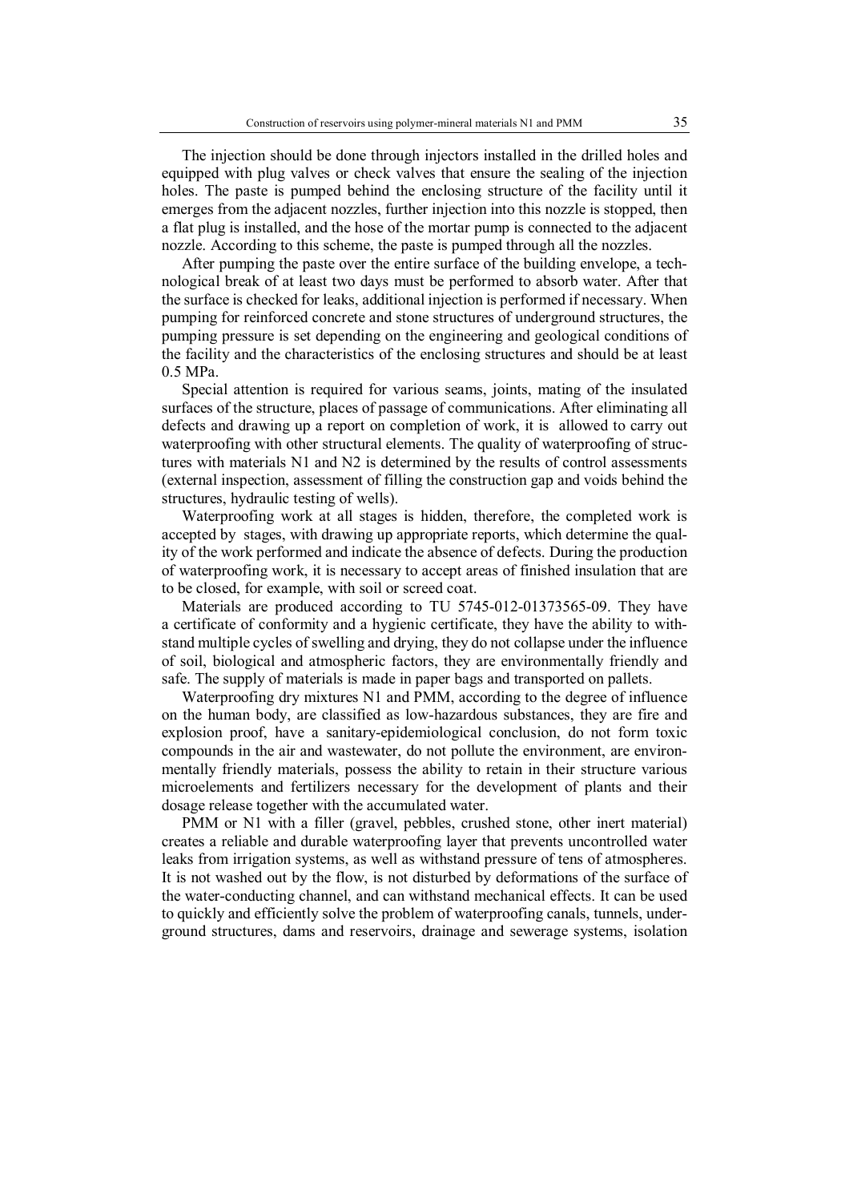The injection should be done through injectors installed in the drilled holes and equipped with plug valves or check valves that ensure the sealing of the injection holes. The paste is pumped behind the enclosing structure of the facility until it emerges from the adjacent nozzles, further injection into this nozzle is stopped, then a flat plug is installed, and the hose of the mortar pump is connected to the adjacent nozzle. According to this scheme, the paste is pumped through all the nozzles.

After pumping the paste over the entire surface of the building envelope, a technological break of at least two days must be performed to absorb water. After that the surface is checked for leaks, additional injection is performed if necessary. When pumping for reinforced concrete and stone structures of underground structures, the pumping pressure is set depending on the engineering and geological conditions of the facility and the characteristics of the enclosing structures and should be at least 0.5 MPa.

Special attention is required for various seams, joints, mating of the insulated surfaces of the structure, places of passage of communications. After eliminating all defects and drawing up a report on completion of work, it is allowed to carry out waterproofing with other structural elements. The quality of waterproofing of structures with materials N1 and N2 is determined by the results of control assessments (external inspection, assessment of filling the construction gap and voids behind the structures, hydraulic testing of wells).

Waterproofing work at all stages is hidden, therefore, the completed work is accepted by stages, with drawing up appropriate reports, which determine the quality of the work performed and indicate the absence of defects. During the production of waterproofing work, it is necessary to accept areas of finished insulation that are to be closed, for example, with soil or screed coat.

Materials are produced according to TU 5745-012-01373565-09. They have a certificate of conformity and a hygienic certificate, they have the ability to withstand multiple cycles of swelling and drying, they do not collapse under the influence of soil, biological and atmospheric factors, they are environmentally friendly and safe. The supply of materials is made in paper bags and transported on pallets.

Waterproofing dry mixtures N1 and PMM, according to the degree of influence on the human body, are classified as low-hazardous substances, they are fire and explosion proof, have a sanitary-epidemiological conclusion, do not form toxic compounds in the air and wastewater, do not pollute the environment, are environmentally friendly materials, possess the ability to retain in their structure various microelements and fertilizers necessary for the development of plants and their dosage release together with the accumulated water.

PMM or N1 with a filler (gravel, pebbles, crushed stone, other inert material) creates a reliable and durable waterproofing layer that prevents uncontrolled water leaks from irrigation systems, as well as withstand pressure of tens of atmospheres. It is not washed out by the flow, is not disturbed by deformations of the surface of the water-conducting channel, and can withstand mechanical effects. It can be used to quickly and efficiently solve the problem of waterproofing canals, tunnels, underground structures, dams and reservoirs, drainage and sewerage systems, isolation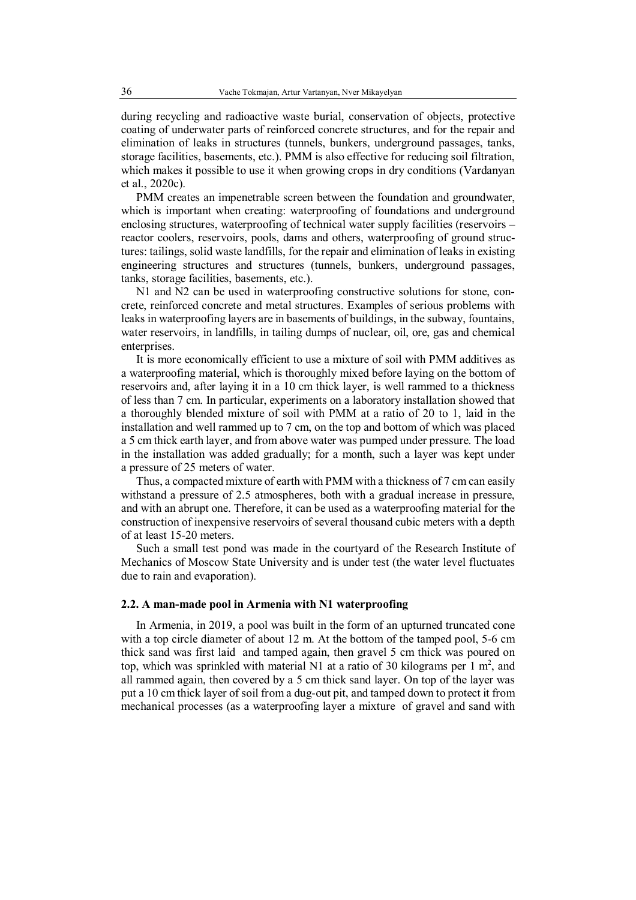during recycling and radioactive waste burial, conservation of objects, protective coating of underwater parts of reinforced concrete structures, and for the repair and elimination of leaks in structures (tunnels, bunkers, underground passages, tanks, storage facilities, basements, etc.). PMM is also effective for reducing soil filtration, which makes it possible to use it when growing crops in dry conditions (Vardanyan et al., 2020c).

PMM creates an impenetrable screen between the foundation and groundwater, which is important when creating: waterproofing of foundations and underground enclosing structures, waterproofing of technical water supply facilities (reservoirs – reactor coolers, reservoirs, pools, dams and others, waterproofing of ground structures: tailings, solid waste landfills, for the repair and elimination of leaks in existing engineering structures and structures (tunnels, bunkers, underground passages, tanks, storage facilities, basements, etc.).

N1 and N2 can be used in waterproofing constructive solutions for stone, concrete, reinforced concrete and metal structures. Examples of serious problems with leaks in waterproofing layers are in basements of buildings, in the subway, fountains, water reservoirs, in landfills, in tailing dumps of nuclear, oil, ore, gas and chemical enterprises.

It is more economically efficient to use a mixture of soil with PMM additives as a waterproofing material, which is thoroughly mixed before laying on the bottom of reservoirs and, after laying it in a 10 cm thick layer, is well rammed to a thickness of less than 7 cm. In particular, experiments on a laboratory installation showed that a thoroughly blended mixture of soil with PMM at a ratio of 20 to 1, laid in the installation and well rammed up to 7 cm, on the top and bottom of which was placed a 5 cm thick earth layer, and from above water was pumped under pressure. The load in the installation was added gradually; for a month, such a layer was kept under a pressure of 25 meters of water.

Thus, a compacted mixture of earth with PMM with a thickness of 7 cm can easily withstand a pressure of 2.5 atmospheres, both with a gradual increase in pressure, and with an abrupt one. Therefore, it can be used as a waterproofing material for the construction of inexpensive reservoirs of several thousand cubic meters with a depth of at least 15-20 meters.

Such a small test pond was made in the courtyard of the Research Institute of Mechanics of Moscow State University and is under test (the water level fluctuates due to rain and evaporation).

### 2.2. A man-made pool in Armenia with N1 waterproofing

In Armenia, in 2019, a pool was built in the form of an upturned truncated cone with a top circle diameter of about 12 m. At the bottom of the tamped pool, 5-6 cm thick sand was first laid and tamped again, then gravel 5 cm thick was poured on top, which was sprinkled with material N1 at a ratio of 30 kilograms per 1 m$^2$, and all rammed again, then covered by a 5 cm thick sand layer. On top of the layer was put a 10 cm thick layer of soil from a dug-out pit, and tamped down to protect it from mechanical processes (as a waterproofing layer a mixture of gravel and sand with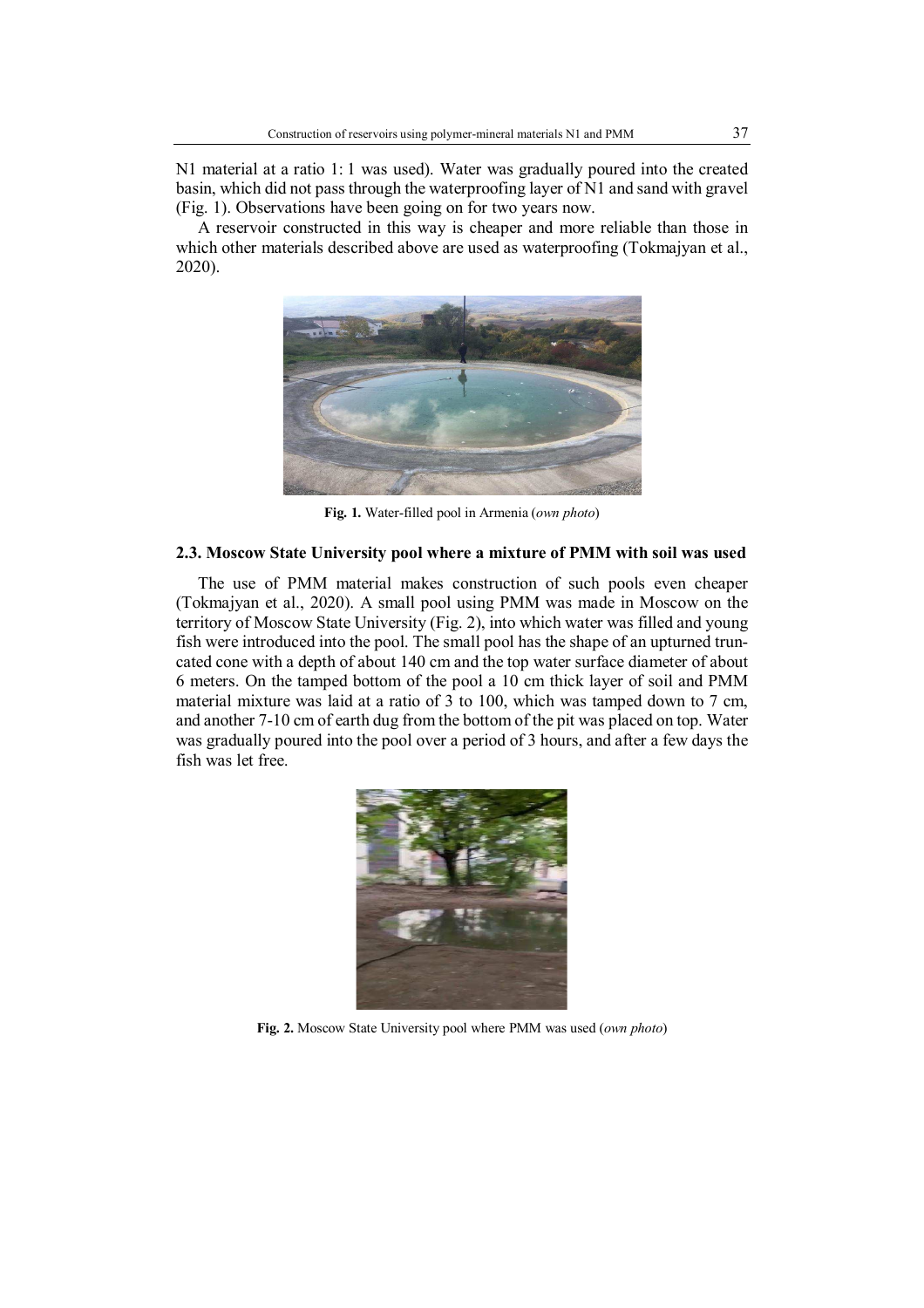N1 material at a ratio 1: 1 was used). Water was gradually poured into the created basin, which did not pass through the waterproofing layer of N1 and sand with gravel (Fig. 1). Observations have been going on for two years now.

A reservoir constructed in this way is cheaper and more reliable than those in which other materials described above are used as waterproofing (Tokmajyan et al., 2020).

**Fig. 1.** Water-filled pool in Armenia (*own photo*)

### 2.3. Moscow State University pool where a mixture of PMM with soil was used

The use of PMM material makes construction of such pools even cheaper (Tokmajyan et al., 2020). A small pool using PMM was made in Moscow on the territory of Moscow State University (Fig. 2), into which water was filled and young fish were introduced into the pool. The small pool has the shape of an upturned truncated cone with a depth of about 140 cm and the top water surface diameter of about 6 meters. On the tamped bottom of the pool a 10 cm thick layer of soil and PMM material mixture was laid at a ratio of 3 to 100, which was tamped down to 7 cm, and another 7-10 cm of earth dug from the bottom of the pit was placed on top. Water was gradually poured into the pool over a period of 3 hours, and after a few days the fish was let free.

**Fig. 2.** Moscow State University pool where PMM was used (*own photo*)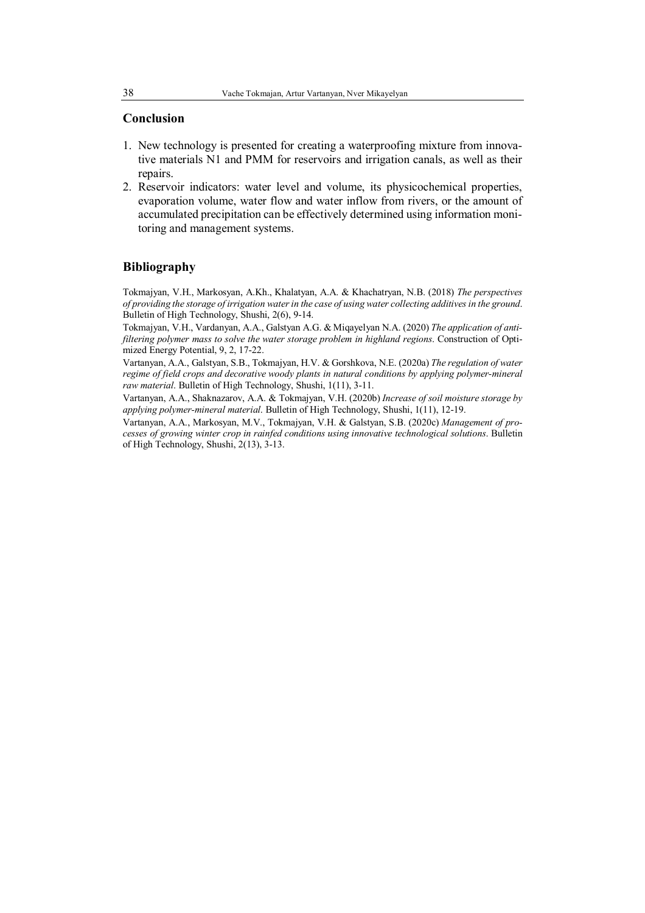## Conclusion

1. New technology is presented for creating a waterproofing mixture from innovative materials N1 and PMM for reservoirs and irrigation canals, as well as their repairs.
2. Reservoir indicators: water level and volume, its physicochemical properties, evaporation volume, water flow and water inflow from rivers, or the amount of accumulated precipitation can be effectively determined using information monitoring and management systems.

## Bibliography

Tokmajyan, V.H., Markosyan, A.Kh., Khalatyan, A.A. & Khachatryan, N.B. (2018) *The perspectives of providing the storage of irrigation water in the case of using water collecting additives in the ground*. Bulletin of High Technology, Shushi, 2(6), 9-14.

Tokmajyan, V.H., Vardanyan, A.A., Galstyan A.G. & Miqayelyan N.A. (2020) *The application of anti-filtering polymer mass to solve the water storage problem in highland regions*. Construction of Optimized Energy Potential, 9, 2, 17-22.

Vartanyan, A.A., Galstyan, S.B., Tokmajyan, H.V. & Gorshkova, N.E. (2020a) *The regulation of water regime of field crops and decorative woody plants in natural conditions by applying polymer-mineral raw material*. Bulletin of High Technology, Shushi, 1(11), 3-11.

Vartanyan, A.A., Shaknazarov, A.A. & Tokmajyan, V.H. (2020b) *Increase of soil moisture storage by applying polymer-mineral material*. Bulletin of High Technology, Shushi, 1(11), 12-19.

Vartanyan, A.A., Markosyan, M.V., Tokmajyan, V.H. & Galstyan, S.B. (2020c) *Management of processes of growing winter crop in rainfed conditions using innovative technological solutions*. Bulletin of High Technology, Shushi, 2(13), 3-13.